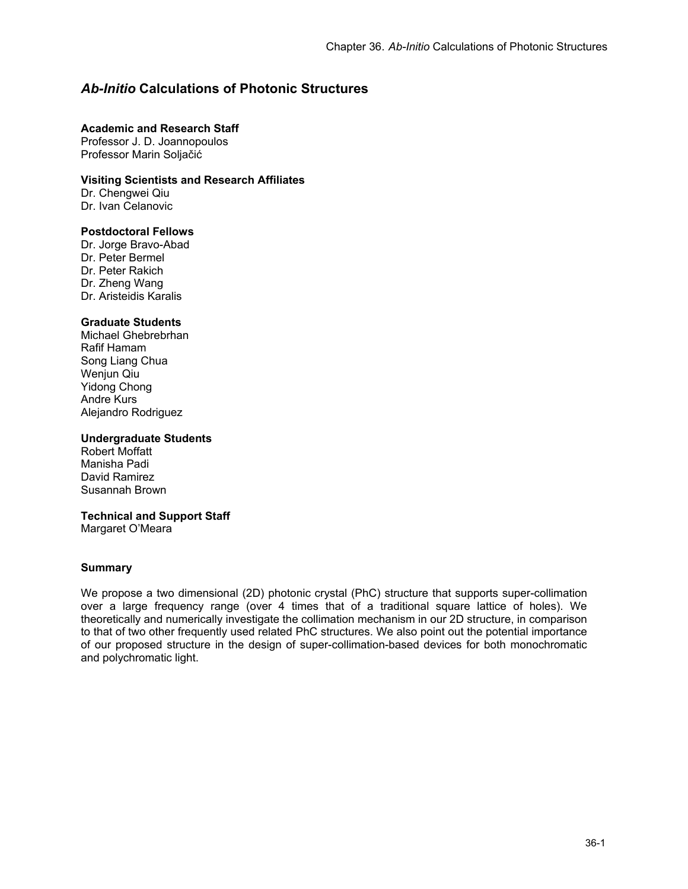# *Ab-Initio* Calculations of Photonic Structures

**Academic and Research Staff**
Professor J. D. Joannopoulos
Professor Marin Soljačić

**Visiting Scientists and Research Affiliates**
Dr. Chengwei Qiu
Dr. Ivan Celanovic

**Postdoctoral Fellows**
Dr. Jorge Bravo-Abad
Dr. Peter Bermel
Dr. Peter Rakich
Dr. Zheng Wang
Dr. Aristeidis Karalis

**Graduate Students**
Michael Ghebrebrhan
Rafif Hamam
Song Liang Chua
Wenjun Qiu
Yidong Chong
Andre Kurs
Alejandro Rodriguez

**Undergraduate Students**
Robert Moffatt
Manisha Padi
David Ramirez
Susannah Brown

**Technical and Support Staff**
Margaret O'Meara

## Summary

We propose a two dimensional (2D) photonic crystal (PhC) structure that supports super-collimation over a large frequency range (over 4 times that of a traditional square lattice of holes). We theoretically and numerically investigate the collimation mechanism in our 2D structure, in comparison to that of two other frequently used related PhC structures. We also point out the potential importance of our proposed structure in the design of super-collimation-based devices for both monochromatic and polychromatic light.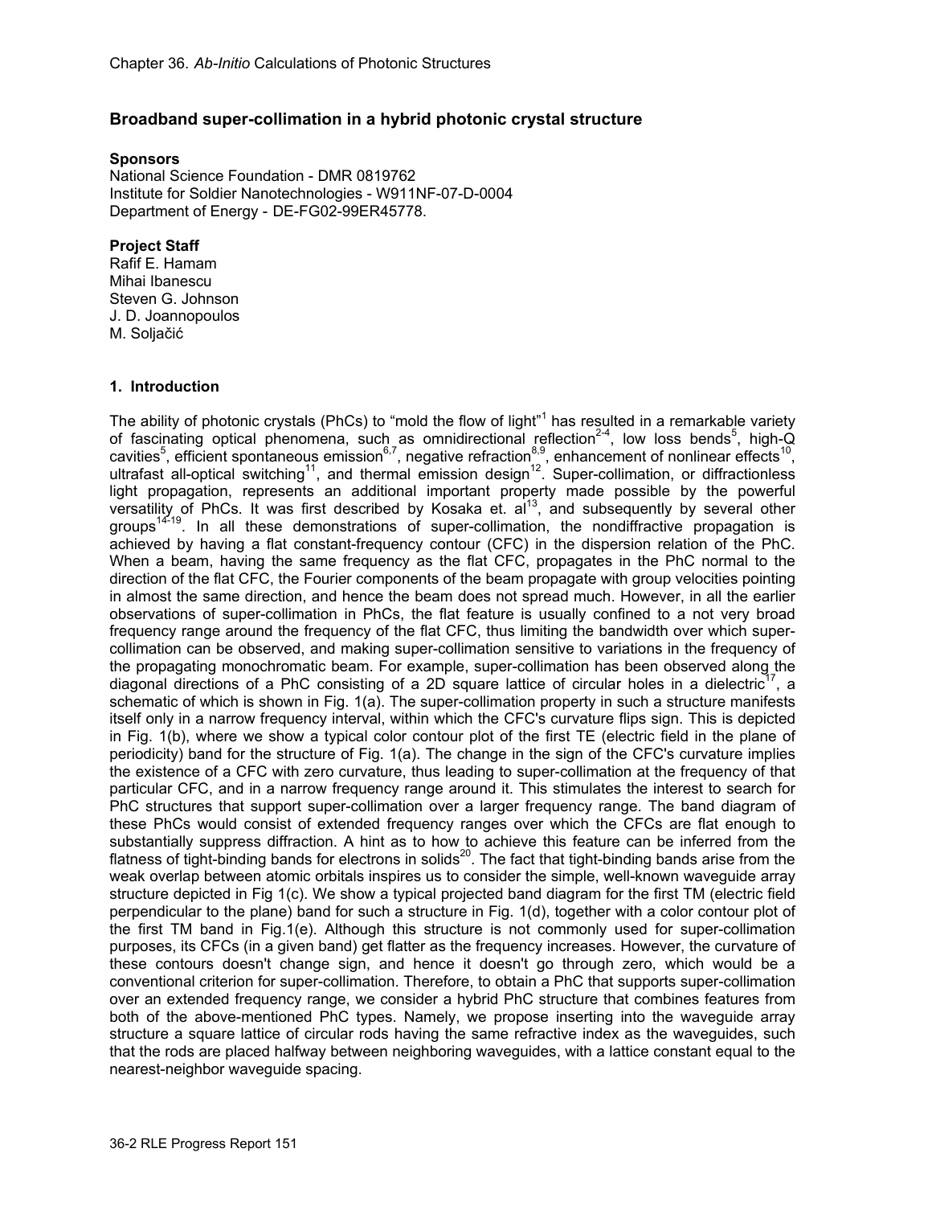## Broadband super-collimation in a hybrid photonic crystal structure

**Sponsors**

National Science Foundation - DMR 0819762
Institute for Soldier Nanotechnologies - W911NF-07-D-0004
Department of Energy - DE-FG02-99ER45778.

**Project Staff**

Rafif E. Hamam
Mihai Ibanescu
Steven G. Johnson
J. D. Joannopoulos
M. Soljačić

### 1. Introduction

The ability of photonic crystals (PhCs) to "mold the flow of light"[1] has resulted in a remarkable variety of fascinating optical phenomena, such as omnidirectional reflection[2-4], low loss bends[5], high-Q cavities[5], efficient spontaneous emission[6,7], negative refraction[8,9], enhancement of nonlinear effects[10], ultrafast all-optical switching[11], and thermal emission design[12]. Super-collimation, or diffractionless light propagation, represents an additional important property made possible by the powerful versatility of PhCs. It was first described by Kosaka et. al[13], and subsequently by several other groups[14-19]. In all these demonstrations of super-collimation, the nondiffractive propagation is achieved by having a flat constant-frequency contour (CFC) in the dispersion relation of the PhC. When a beam, having the same frequency as the flat CFC, propagates in the PhC normal to the direction of the flat CFC, the Fourier components of the beam propagate with group velocities pointing in almost the same direction, and hence the beam does not spread much. However, in all the earlier observations of super-collimation in PhCs, the flat feature is usually confined to a not very broad frequency range around the frequency of the flat CFC, thus limiting the bandwidth over which super-collimation can be observed, and making super-collimation sensitive to variations in the frequency of the propagating monochromatic beam. For example, super-collimation has been observed along the diagonal directions of a PhC consisting of a 2D square lattice of circular holes in a dielectric[17], a schematic of which is shown in Fig. 1(a). The super-collimation property in such a structure manifests itself only in a narrow frequency interval, within which the CFC's curvature flips sign. This is depicted in Fig. 1(b), where we show a typical color contour plot of the first TE (electric field in the plane of periodicity) band for the structure of Fig. 1(a). The change in the sign of the CFC's curvature implies the existence of a CFC with zero curvature, thus leading to super-collimation at the frequency of that particular CFC, and in a narrow frequency range around it. This stimulates the interest to search for PhC structures that support super-collimation over a larger frequency range. The band diagram of these PhCs would consist of extended frequency ranges over which the CFCs are flat enough to substantially suppress diffraction. A hint as to how to achieve this feature can be inferred from the flatness of tight-binding bands for electrons in solids[20]. The fact that tight-binding bands arise from the weak overlap between atomic orbitals inspires us to consider the simple, well-known waveguide array structure depicted in Fig 1(c). We show a typical projected band diagram for the first TM (electric field perpendicular to the plane) band for such a structure in Fig. 1(d), together with a color contour plot of the first TM band in Fig.1(e). Although this structure is not commonly used for super-collimation purposes, its CFCs (in a given band) get flatter as the frequency increases. However, the curvature of these contours doesn't change sign, and hence it doesn't go through zero, which would be a conventional criterion for super-collimation. Therefore, to obtain a PhC that supports super-collimation over an extended frequency range, we consider a hybrid PhC structure that combines features from both of the above-mentioned PhC types. Namely, we propose inserting into the waveguide array structure a square lattice of circular rods having the same refractive index as the waveguides, such that the rods are placed halfway between neighboring waveguides, with a lattice constant equal to the nearest-neighbor waveguide spacing.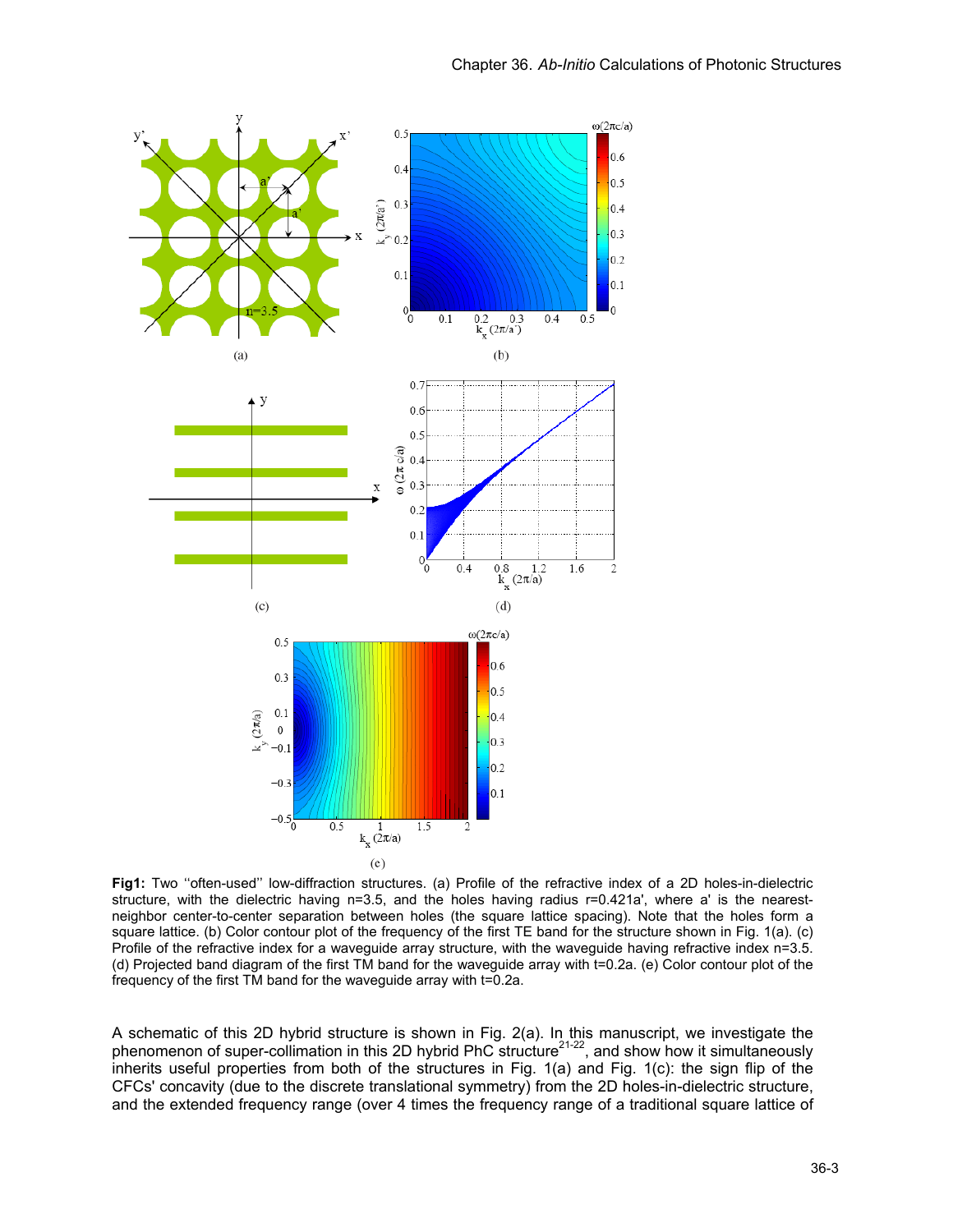**Fig1:** Two "often-used" low-diffraction structures. (a) Profile of the refractive index of a 2D holes-in-dielectric structure, with the dielectric having n=3.5, and the holes having radius r=0.421a', where a' is the nearest-neighbor center-to-center separation between holes (the square lattice spacing). Note that the holes form a square lattice. (b) Color contour plot of the frequency of the first TE band for the structure shown in Fig. 1(a). (c) Profile of the refractive index for a waveguide array structure, with the waveguide having refractive index n=3.5. (d) Projected band diagram of the first TM band for the waveguide array with t=0.2a. (e) Color contour plot of the frequency of the first TM band for the waveguide array with t=0.2a.

A schematic of this 2D hybrid structure is shown in Fig. 2(a). In this manuscript, we investigate the phenomenon of super-collimation in this 2D hybrid PhC structure[21-22], and show how it simultaneously inherits useful properties from both of the structures in Fig. 1(a) and Fig. 1(c): the sign flip of the CFCs' concavity (due to the discrete translational symmetry) from the 2D holes-in-dielectric structure, and the extended frequency range (over 4 times the frequency range of a traditional square lattice of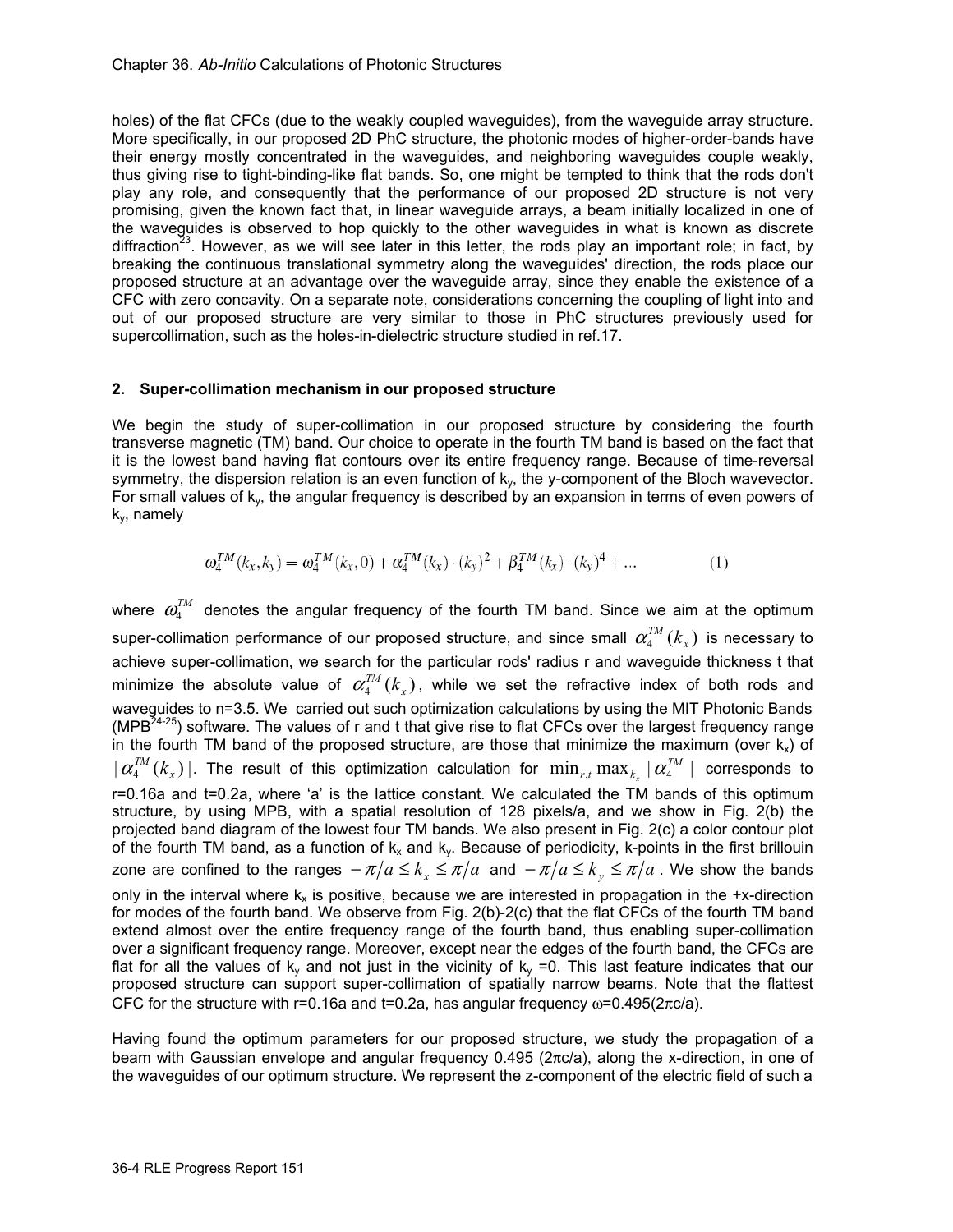holes) of the flat CFCs (due to the weakly coupled waveguides), from the waveguide array structure. More specifically, in our proposed 2D PhC structure, the photonic modes of higher-order-bands have their energy mostly concentrated in the waveguides, and neighboring waveguides couple weakly, thus giving rise to tight-binding-like flat bands. So, one might be tempted to think that the rods don't play any role, and consequently that the performance of our proposed 2D structure is not very promising, given the known fact that, in linear waveguide arrays, a beam initially localized in one of the waveguides is observed to hop quickly to the other waveguides in what is known as discrete diffraction[23]. However, as we will see later in this letter, the rods play an important role; in fact, by breaking the continuous translational symmetry along the waveguides' direction, the rods place our proposed structure at an advantage over the waveguide array, since they enable the existence of a CFC with zero concavity. On a separate note, considerations concerning the coupling of light into and out of our proposed structure are very similar to those in PhC structures previously used for supercollimation, such as the holes-in-dielectric structure studied in ref.17.

## 2. Super-collimation mechanism in our proposed structure

We begin the study of super-collimation in our proposed structure by considering the fourth transverse magnetic (TM) band. Our choice to operate in the fourth TM band is based on the fact that it is the lowest band having flat contours over its entire frequency range. Because of time-reversal symmetry, the dispersion relation is an even function of $k_y$, the y-component of the Bloch wavevector. For small values of $k_y$, the angular frequency is described by an expansion in terms of even powers of $k_y$, namely

$$\omega_4^{TM}(k_x,k_y) = \omega_4^{TM}(k_x,0) + \alpha_4^{TM}(k_x)\cdot(k_y)^2 + \beta_4^{TM}(k_x)\cdot(k_y)^4 + ... \qquad (1)$$

where $\omega_4^{TM}$ denotes the angular frequency of the fourth TM band. Since we aim at the optimum super-collimation performance of our proposed structure, and since small $\alpha_4^{TM}(k_x)$ is necessary to achieve super-collimation, we search for the particular rods' radius r and waveguide thickness t that minimize the absolute value of $\alpha_4^{TM}(k_x)$, while we set the refractive index of both rods and waveguides to n=3.5. We carried out such optimization calculations by using the MIT Photonic Bands (MPB[24-25]) software. The values of r and t that give rise to flat CFCs over the largest frequency range in the fourth TM band of the proposed structure, are those that minimize the maximum (over $k_x$) of $|\alpha_4^{TM}(k_x)|$. The result of this optimization calculation for $\min_{r,t}\max_{k_x}|\alpha_4^{TM}|$ corresponds to r=0.16a and t=0.2a, where 'a' is the lattice constant. We calculated the TM bands of this optimum structure, by using MPB, with a spatial resolution of 128 pixels/a, and we show in Fig. 2(b) the projected band diagram of the lowest four TM bands. We also present in Fig. 2(c) a color contour plot of the fourth TM band, as a function of $k_x$ and $k_y$. Because of periodicity, k-points in the first brillouin zone are confined to the ranges $-\pi/a \le k_x \le \pi/a$ and $-\pi/a \le k_y \le \pi/a$. We show the bands only in the interval where $k_x$ is positive, because we are interested in propagation in the +x-direction for modes of the fourth band. We observe from Fig. 2(b)-2(c) that the flat CFCs of the fourth TM band extend almost over the entire frequency range of the fourth band, thus enabling super-collimation over a significant frequency range. Moreover, except near the edges of the fourth band, the CFCs are flat for all the values of $k_y$ and not just in the vicinity of $k_y$ =0. This last feature indicates that our proposed structure can support super-collimation of spatially narrow beams. Note that the flattest CFC for the structure with r=0.16a and t=0.2a, has angular frequency $\omega$=0.495($2\pi c/a$).

Having found the optimum parameters for our proposed structure, we study the propagation of a beam with Gaussian envelope and angular frequency 0.495 ($2\pi c/a$), along the x-direction, in one of the waveguides of our optimum structure. We represent the z-component of the electric field of such a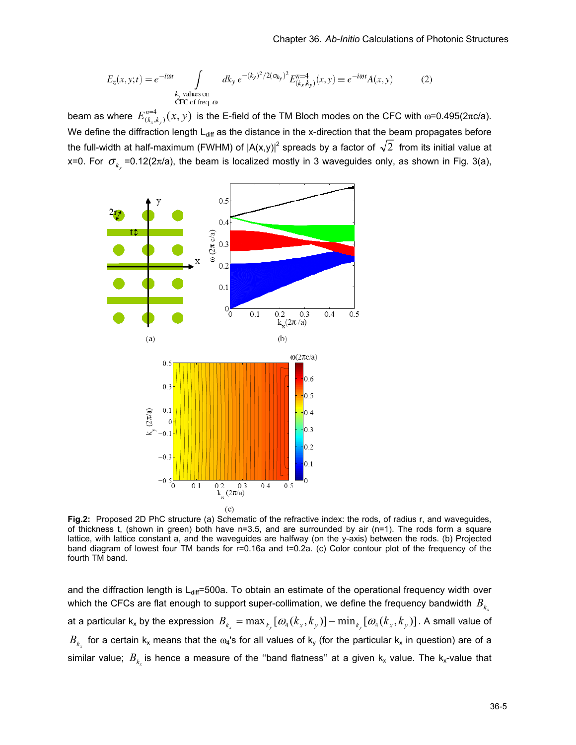$$E_z(x,y;t) = e^{-i\omega t} \int_{\substack{k_y \text{ values on} \\ \text{CFC of freq. } \omega}} dk_y \, e^{-(k_y)^2/2(\sigma_{k_y})^2} E^{n=4}_{(k_x,k_y)}(x,y) \equiv e^{-i\omega t} A(x,y) \qquad (2)$$

beam as where $E^{n=4}_{(k_x,k_y)}(x,y)$ is the E-field of the TM Bloch modes on the CFC with ω=0.495(2πc/a). We define the diffraction length $L_{diff}$ as the distance in the x-direction that the beam propagates before the full-width at half-maximum (FWHM) of $|A(x,y)|^2$ spreads by a factor of $\sqrt{2}$ from its initial value at x=0. For $\sigma_{k_y}$ =0.12(2π/a), the beam is localized mostly in 3 waveguides only, as shown in Fig. 3(a),

**Fig.2:** Proposed 2D PhC structure (a) Schematic of the refractive index: the rods, of radius r, and waveguides, of thickness t, (shown in green) both have n=3.5, and are surrounded by air (n=1). The rods form a square lattice, with lattice constant a, and the waveguides are halfway (on the y-axis) between the rods. (b) Projected band diagram of lowest four TM bands for r=0.16a and t=0.2a. (c) Color contour plot of the frequency of the fourth TM band.

and the diffraction length is $L_{diff}$=500a. To obtain an estimate of the operational frequency width over which the CFCs are flat enough to support super-collimation, we define the frequency bandwidth $B_{k_x}$ at a particular $k_x$ by the expression $B_{k_x} = \max_{k_y}[\omega_4(k_x,k_y)] - \min_{k_y}[\omega_4(k_x,k_y)]$. A small value of $B_{k_x}$ for a certain $k_x$ means that the $\omega_4$'s for all values of $k_y$ (for the particular $k_x$ in question) are of a similar value; $B_{k_x}$ is hence a measure of the ''band flatness'' at a given $k_x$ value. The $k_x$-value that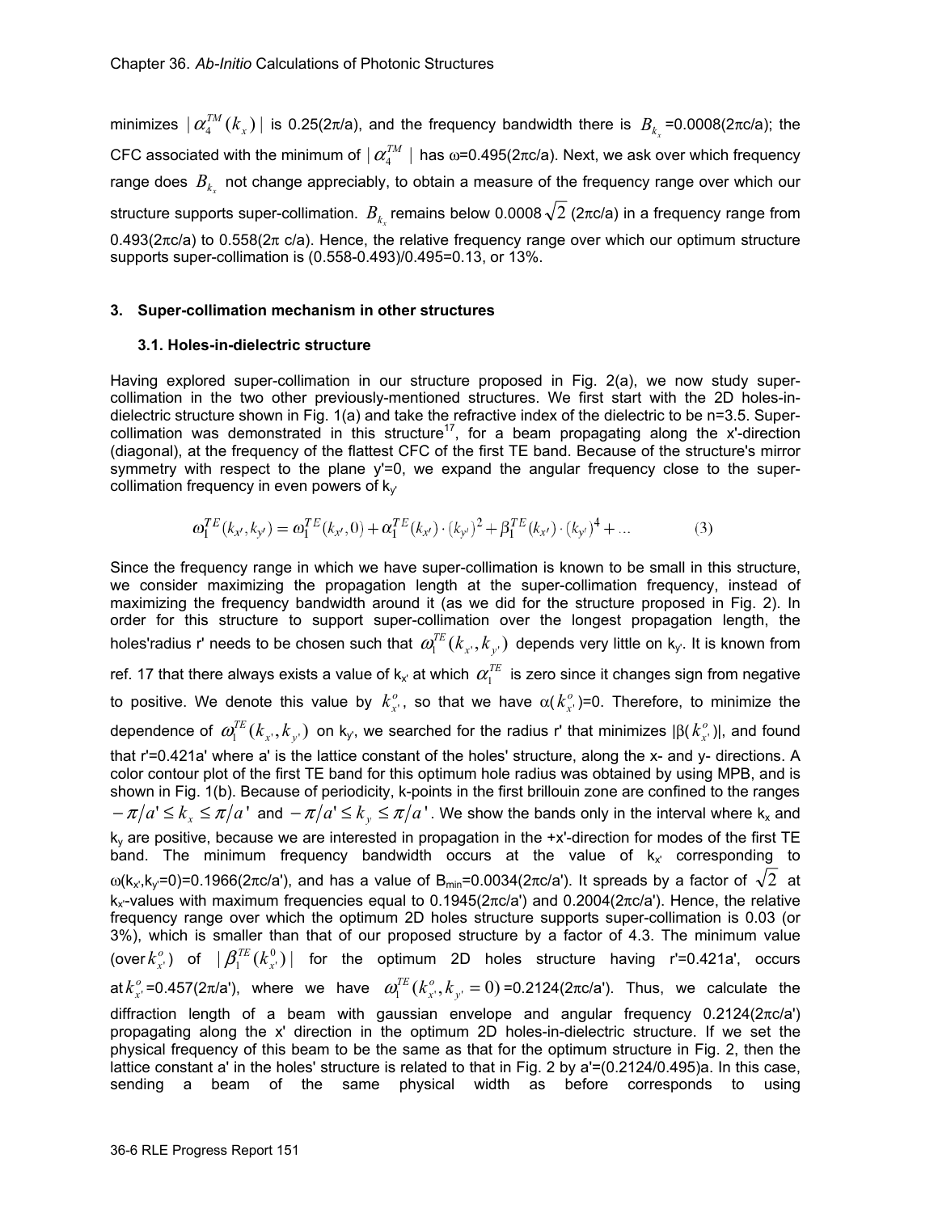minimizes $|\alpha_4^{TM}(k_x)|$ is 0.25(2π/a), and the frequency bandwidth there is $B_{k_x}$=0.0008(2πc/a); the CFC associated with the minimum of $|\alpha_4^{TM}|$ has ω=0.495(2πc/a). Next, we ask over which frequency range does $B_{k_x}$ not change appreciably, to obtain a measure of the frequency range over which our structure supports super-collimation. $B_{k_x}$ remains below 0.0008$\sqrt{2}$ (2πc/a) in a frequency range from 0.493(2πc/a) to 0.558(2π c/a). Hence, the relative frequency range over which our optimum structure supports super-collimation is (0.558-0.493)/0.495=0.13, or 13%.

### 3. Super-collimation mechanism in other structures

#### 3.1. Holes-in-dielectric structure

Having explored super-collimation in our structure proposed in Fig. 2(a), we now study super-collimation in the two other previously-mentioned structures. We first start with the 2D holes-in-dielectric structure shown in Fig. 1(a) and take the refractive index of the dielectric to be n=3.5. Super-collimation was demonstrated in this structure[17], for a beam propagating along the x'-direction (diagonal), at the frequency of the flattest CFC of the first TE band. Because of the structure's mirror symmetry with respect to the plane y'=0, we expand the angular frequency close to the super-collimation frequency in even powers of $k_{y'}$

$$\omega_1^{TE}(k_{x'},k_{y'}) = \omega_1^{TE}(k_{x'},0) + \alpha_1^{TE}(k_{x'})\cdot(k_{y'})^2 + \beta_1^{TE}(k_{x'})\cdot(k_{y'})^4 + \ldots \tag{3}$$

Since the frequency range in which we have super-collimation is known to be small in this structure, we consider maximizing the propagation length at the super-collimation frequency, instead of maximizing the frequency bandwidth around it (as we did for the structure proposed in Fig. 2). In order for this structure to support super-collimation over the longest propagation length, the holes'radius r' needs to be chosen such that $\omega_1^{TE}(k_{x'},k_{y'})$ depends very little on $k_{y'}$. It is known from ref. 17 that there always exists a value of $k_{x'}$ at which $\alpha_1^{TE}$ is zero since it changes sign from negative to positive. We denote this value by $k_{x'}^o$, so that we have $\alpha(k_{x'}^o)$=0. Therefore, to minimize the dependence of $\omega_1^{TE}(k_{x'},k_{y'})$ on $k_{y'}$, we searched for the radius r' that minimizes $|\beta(k_{x'}^o)|$, and found that r'=0.421a' where a' is the lattice constant of the holes' structure, along the x- and y- directions. A color contour plot of the first TE band for this optimum hole radius was obtained by using MPB, and is shown in Fig. 1(b). Because of periodicity, k-points in the first brillouin zone are confined to the ranges $-\pi/a' \le k_x \le \pi/a'$ and $-\pi/a' \le k_y \le \pi/a'$. We show the bands only in the interval where $k_x$ and $k_y$ are positive, because we are interested in propagation in the +x'-direction for modes of the first TE band. The minimum frequency bandwidth occurs at the value of $k_{x'}$ corresponding to $\omega(k_{x'},k_{y'}=0)$=0.1966(2πc/a'), and has a value of $B_{min}$=0.0034(2πc/a'). It spreads by a factor of $\sqrt{2}$ at $k_{x'}$-values with maximum frequencies equal to 0.1945(2πc/a') and 0.2004(2πc/a'). Hence, the relative frequency range over which the optimum 2D holes structure supports super-collimation is 0.03 (or 3%), which is smaller than that of our proposed structure by a factor of 4.3. The minimum value (over $k_{x'}^o$) of $|\beta_1^{TE}(k_{x'}^0)|$ for the optimum 2D holes structure having r'=0.421a', occurs at $k_{x'}^o$=0.457(2π/a'), where we have $\omega_1^{TE}(k_{x'}^o,k_{y'}=0)$=0.2124(2πc/a'). Thus, we calculate the diffraction length of a beam with gaussian envelope and angular frequency 0.2124(2πc/a') propagating along the x' direction in the optimum 2D holes-in-dielectric structure. If we set the physical frequency of this beam to be the same as that for the optimum structure in Fig. 2, then the lattice constant a' in the holes' structure is related to that in Fig. 2 by a'=(0.2124/0.495)a. In this case, sending a beam of the same physical width as before corresponds to using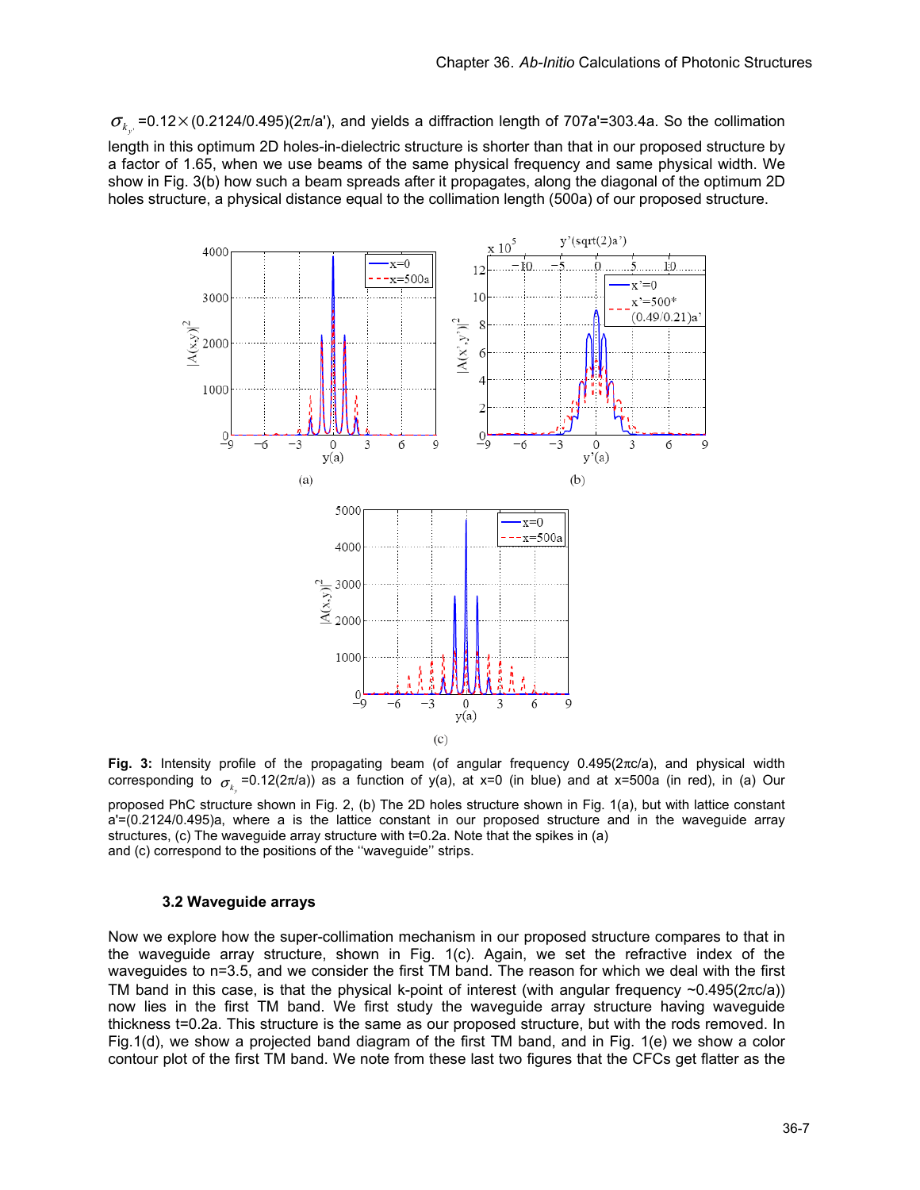$\sigma_{k_{y'}}$=0.12×(0.2124/0.495)(2π/a'), and yields a diffraction length of 707a'=303.4a. So the collimation length in this optimum 2D holes-in-dielectric structure is shorter than that in our proposed structure by a factor of 1.65, when we use beams of the same physical frequency and same physical width. We show in Fig. 3(b) how such a beam spreads after it propagates, along the diagonal of the optimum 2D holes structure, a physical distance equal to the collimation length (500a) of our proposed structure.

**Fig. 3:** Intensity profile of the propagating beam (of angular frequency 0.495(2πc/a), and physical width corresponding to $\sigma_{k_y}$=0.12(2π/a)) as a function of y(a), at x=0 (in blue) and at x=500a (in red), in (a) Our proposed PhC structure shown in Fig. 2, (b) The 2D holes structure shown in Fig. 1(a), but with lattice constant a'=(0.2124/0.495)a, where a is the lattice constant in our proposed structure and in the waveguide array structures, (c) The waveguide array structure with t=0.2a. Note that the spikes in (a) and (c) correspond to the positions of the ''waveguide'' strips.

### 3.2 Waveguide arrays

Now we explore how the super-collimation mechanism in our proposed structure compares to that in the waveguide array structure, shown in Fig. 1(c). Again, we set the refractive index of the waveguides to n=3.5, and we consider the first TM band. The reason for which we deal with the first TM band in this case, is that the physical k-point of interest (with angular frequency ~0.495(2πc/a)) now lies in the first TM band. We first study the waveguide array structure having waveguide thickness t=0.2a. This structure is the same as our proposed structure, but with the rods removed. In Fig.1(d), we show a projected band diagram of the first TM band, and in Fig. 1(e) we show a color contour plot of the first TM band. We note from these last two figures that the CFCs get flatter as the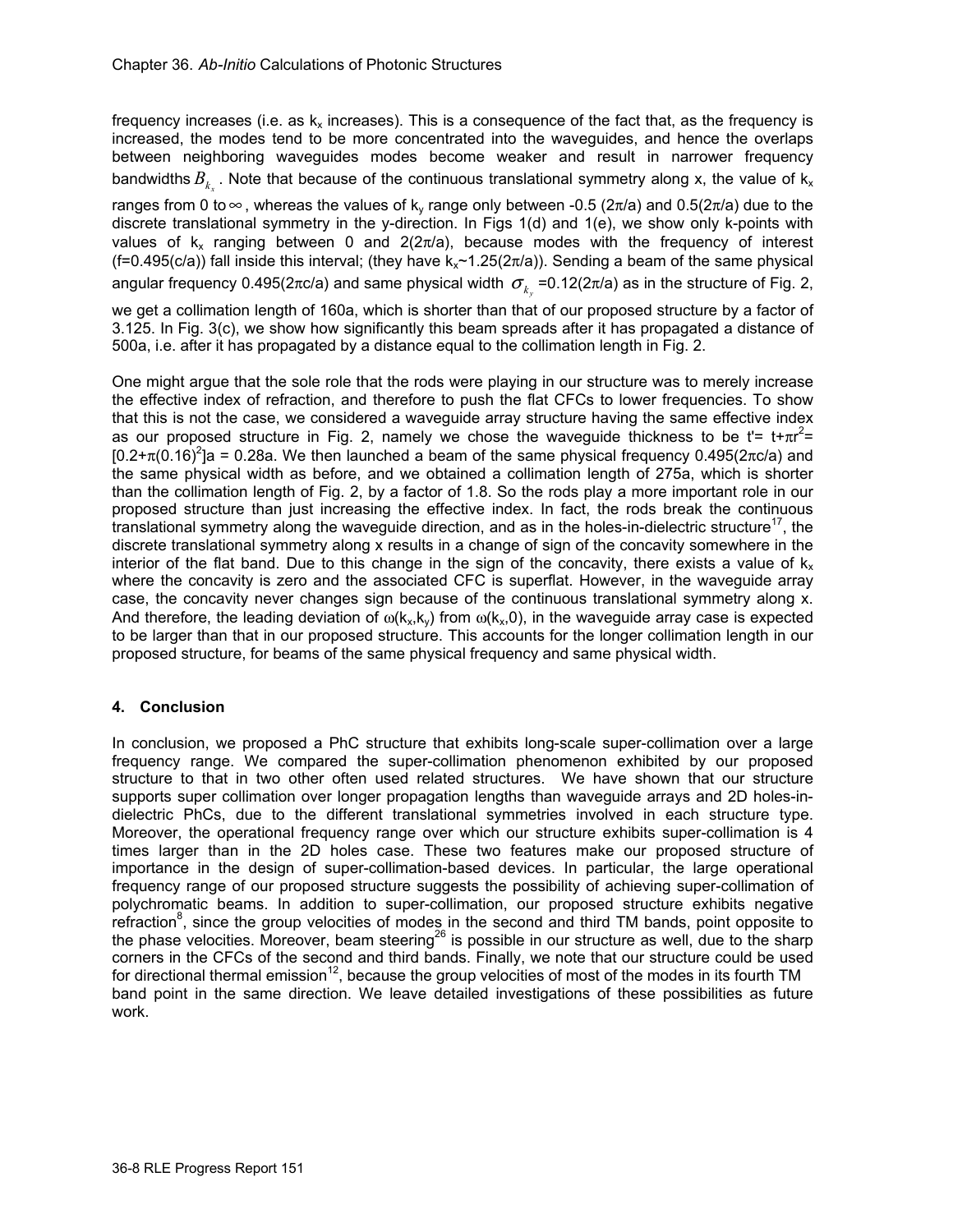frequency increases (i.e. as $k_x$ increases). This is a consequence of the fact that, as the frequency is increased, the modes tend to be more concentrated into the waveguides, and hence the overlaps between neighboring waveguides modes become weaker and result in narrower frequency bandwidths $B_{k_x}$. Note that because of the continuous translational symmetry along x, the value of $k_x$ ranges from 0 to $\infty$, whereas the values of $k_y$ range only between -0.5 $(2\pi/a)$ and 0.5$(2\pi/a)$ due to the discrete translational symmetry in the y-direction. In Figs 1(d) and 1(e), we show only k-points with values of $k_x$ ranging between 0 and $2(2\pi/a)$, because modes with the frequency of interest (f=0.495(c/a)) fall inside this interval; (they have $k_x$~1.25$(2\pi/a)$). Sending a beam of the same physical angular frequency 0.495$(2\pi c/a)$ and same physical width $\sigma_{k_y}$ =0.12$(2\pi/a)$ as in the structure of Fig. 2, we get a collimation length of 160a, which is shorter than that of our proposed structure by a factor of 3.125. In Fig. 3(c), we show how significantly this beam spreads after it has propagated a distance of 500a, i.e. after it has propagated by a distance equal to the collimation length in Fig. 2.

One might argue that the sole role that the rods were playing in our structure was to merely increase the effective index of refraction, and therefore to push the flat CFCs to lower frequencies. To show that this is not the case, we considered a waveguide array structure having the same effective index as our proposed structure in Fig. 2, namely we chose the waveguide thickness to be $t' = t + \pi r^2 = [0.2+\pi(0.16)^2]a = 0.28a$. We then launched a beam of the same physical frequency 0.495$(2\pi c/a)$ and the same physical width as before, and we obtained a collimation length of 275a, which is shorter than the collimation length of Fig. 2, by a factor of 1.8. So the rods play a more important role in our proposed structure than just increasing the effective index. In fact, the rods break the continuous translational symmetry along the waveguide direction, and as in the holes-in-dielectric structure[17], the discrete translational symmetry along x results in a change of sign of the concavity somewhere in the interior of the flat band. Due to this change in the sign of the concavity, there exists a value of $k_x$ where the concavity is zero and the associated CFC is superflat. However, in the waveguide array case, the concavity never changes sign because of the continuous translational symmetry along x. And therefore, the leading deviation of $\omega(k_x,k_y)$ from $\omega(k_x,0)$, in the waveguide array case is expected to be larger than that in our proposed structure. This accounts for the longer collimation length in our proposed structure, for beams of the same physical frequency and same physical width.

### 4. Conclusion

In conclusion, we proposed a PhC structure that exhibits long-scale super-collimation over a large frequency range. We compared the super-collimation phenomenon exhibited by our proposed structure to that in two other often used related structures. We have shown that our structure supports super collimation over longer propagation lengths than waveguide arrays and 2D holes-in-dielectric PhCs, due to the different translational symmetries involved in each structure type. Moreover, the operational frequency range over which our structure exhibits super-collimation is 4 times larger than in the 2D holes case. These two features make our proposed structure of importance in the design of super-collimation-based devices. In particular, the large operational frequency range of our proposed structure suggests the possibility of achieving super-collimation of polychromatic beams. In addition to super-collimation, our proposed structure exhibits negative refraction[8], since the group velocities of modes in the second and third TM bands, point opposite to the phase velocities. Moreover, beam steering[26] is possible in our structure as well, due to the sharp corners in the CFCs of the second and third bands. Finally, we note that our structure could be used for directional thermal emission[12], because the group velocities of most of the modes in its fourth TM band point in the same direction. We leave detailed investigations of these possibilities as future work.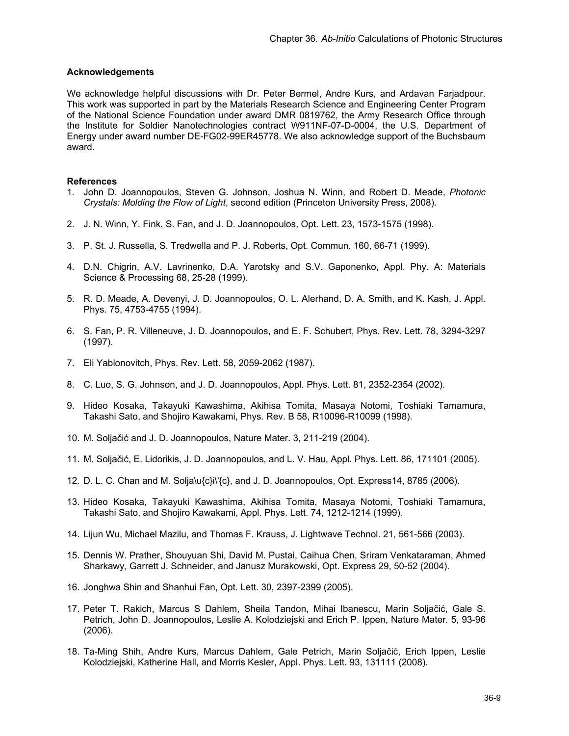### Acknowledgements

We acknowledge helpful discussions with Dr. Peter Bermel, Andre Kurs, and Ardavan Farjadpour. This work was supported in part by the Materials Research Science and Engineering Center Program of the National Science Foundation under award DMR 0819762, the Army Research Office through the Institute for Soldier Nanotechnologies contract W911NF-07-D-0004, the U.S. Department of Energy under award number DE-FG02-99ER45778. We also acknowledge support of the Buchsbaum award.

### References

1. John D. Joannopoulos, Steven G. Johnson, Joshua N. Winn, and Robert D. Meade, *Photonic Crystals: Molding the Flow of Light*, second edition (Princeton University Press, 2008).

2. J. N. Winn, Y. Fink, S. Fan, and J. D. Joannopoulos, Opt. Lett. 23, 1573-1575 (1998).

3. P. St. J. Russella, S. Tredwella and P. J. Roberts, Opt. Commun. 160, 66-71 (1999).

4. D.N. Chigrin, A.V. Lavrinenko, D.A. Yarotsky and S.V. Gaponenko, Appl. Phy. A: Materials Science & Processing 68, 25-28 (1999).

5. R. D. Meade, A. Devenyi, J. D. Joannopoulos, O. L. Alerhand, D. A. Smith, and K. Kash, J. Appl. Phys. 75, 4753-4755 (1994).

6. S. Fan, P. R. Villeneuve, J. D. Joannopoulos, and E. F. Schubert, Phys. Rev. Lett. 78, 3294-3297 (1997).

7. Eli Yablonovitch, Phys. Rev. Lett. 58, 2059-2062 (1987).

8. C. Luo, S. G. Johnson, and J. D. Joannopoulos, Appl. Phys. Lett. 81, 2352-2354 (2002).

9. Hideo Kosaka, Takayuki Kawashima, Akihisa Tomita, Masaya Notomi, Toshiaki Tamamura, Takashi Sato, and Shojiro Kawakami, Phys. Rev. B 58, R10096-R10099 (1998).

10. M. Soljačić and J. D. Joannopoulos, Nature Mater. 3, 211-219 (2004).

11. M. Soljačić, E. Lidorikis, J. D. Joannopoulos, and L. V. Hau, Appl. Phys. Lett. 86, 171101 (2005).

12. D. L. C. Chan and M. Solja\u{c}i\'{c}, and J. D. Joannopoulos, Opt. Express14, 8785 (2006).

13. Hideo Kosaka, Takayuki Kawashima, Akihisa Tomita, Masaya Notomi, Toshiaki Tamamura, Takashi Sato, and Shojiro Kawakami, Appl. Phys. Lett. 74, 1212-1214 (1999).

14. Lijun Wu, Michael Mazilu, and Thomas F. Krauss, J. Lightwave Technol. 21, 561-566 (2003).

15. Dennis W. Prather, Shouyuan Shi, David M. Pustai, Caihua Chen, Sriram Venkataraman, Ahmed Sharkawy, Garrett J. Schneider, and Janusz Murakowski, Opt. Express 29, 50-52 (2004).

16. Jonghwa Shin and Shanhui Fan, Opt. Lett. 30, 2397-2399 (2005).

17. Peter T. Rakich, Marcus S Dahlem, Sheila Tandon, Mihai Ibanescu, Marin Soljačić, Gale S. Petrich, John D. Joannopoulos, Leslie A. Kolodziejski and Erich P. Ippen, Nature Mater. 5, 93-96 (2006).

18. Ta-Ming Shih, Andre Kurs, Marcus Dahlem, Gale Petrich, Marin Soljačić, Erich Ippen, Leslie Kolodziejski, Katherine Hall, and Morris Kesler, Appl. Phys. Lett. 93, 131111 (2008).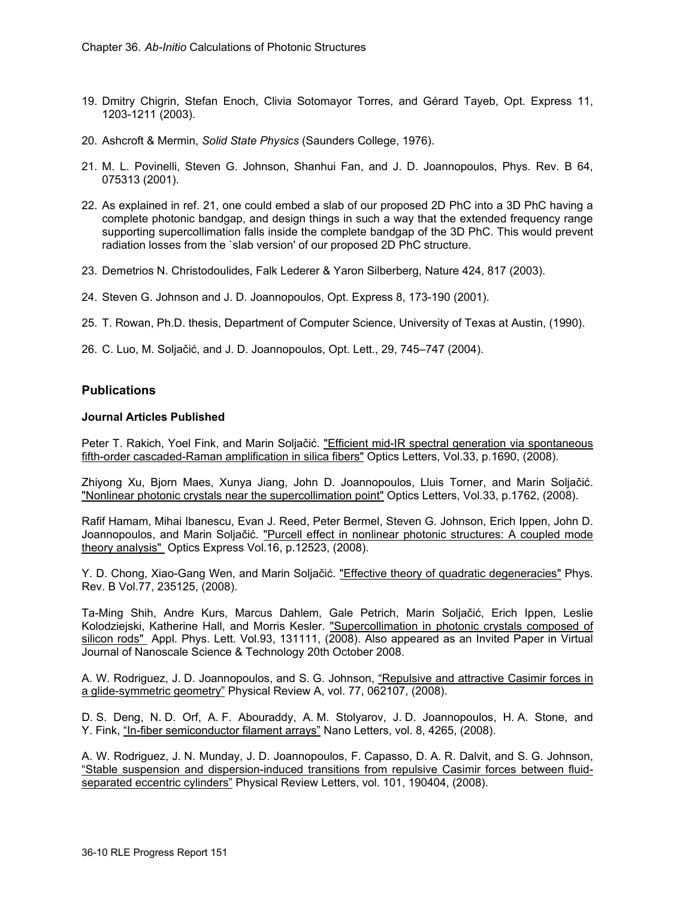19. Dmitry Chigrin, Stefan Enoch, Clivia Sotomayor Torres, and Gérard Tayeb, Opt. Express 11, 1203-1211 (2003).

20. Ashcroft & Mermin, *Solid State Physics* (Saunders College, 1976).

21. M. L. Povinelli, Steven G. Johnson, Shanhui Fan, and J. D. Joannopoulos, Phys. Rev. B 64, 075313 (2001).

22. As explained in ref. 21, one could embed a slab of our proposed 2D PhC into a 3D PhC having a complete photonic bandgap, and design things in such a way that the extended frequency range supporting supercollimation falls inside the complete bandgap of the 3D PhC. This would prevent radiation losses from the `slab version' of our proposed 2D PhC structure.

23. Demetrios N. Christodoulides, Falk Lederer & Yaron Silberberg, Nature 424, 817 (2003).

24. Steven G. Johnson and J. D. Joannopoulos, Opt. Express 8, 173-190 (2001).

25. T. Rowan, Ph.D. thesis, Department of Computer Science, University of Texas at Austin, (1990).

26. C. Luo, M. Soljačić, and J. D. Joannopoulos, Opt. Lett., 29, 745–747 (2004).

## Publications

### Journal Articles Published

Peter T. Rakich, Yoel Fink, and Marin Soljačić. "Efficient mid-IR spectral generation via spontaneous fifth-order cascaded-Raman amplification in silica fibers" Optics Letters, Vol.33, p.1690, (2008).

Zhiyong Xu, Bjorn Maes, Xunya Jiang, John D. Joannopoulos, Lluis Torner, and Marin Soljačić. "Nonlinear photonic crystals near the supercollimation point" Optics Letters, Vol.33, p.1762, (2008).

Rafif Hamam, Mihai Ibanescu, Evan J. Reed, Peter Bermel, Steven G. Johnson, Erich Ippen, John D. Joannopoulos, and Marin Soljačić. "Purcell effect in nonlinear photonic structures: A coupled mode theory analysis" Optics Express Vol.16, p.12523, (2008).

Y. D. Chong, Xiao-Gang Wen, and Marin Soljačić. "Effective theory of quadratic degeneracies" Phys. Rev. B Vol.77, 235125, (2008).

Ta-Ming Shih, Andre Kurs, Marcus Dahlem, Gale Petrich, Marin Soljačić, Erich Ippen, Leslie Kolodziejski, Katherine Hall, and Morris Kesler. "Supercollimation in photonic crystals composed of silicon rods" Appl. Phys. Lett. Vol.93, 131111, (2008). Also appeared as an Invited Paper in Virtual Journal of Nanoscale Science & Technology 20th October 2008.

A. W. Rodriguez, J. D. Joannopoulos, and S. G. Johnson, "Repulsive and attractive Casimir forces in a glide-symmetric geometry" Physical Review A, vol. 77, 062107, (2008).

D. S. Deng, N. D. Orf, A. F. Abouraddy, A. M. Stolyarov, J. D. Joannopoulos, H. A. Stone, and Y. Fink, "In-fiber semiconductor filament arrays" Nano Letters, vol. 8, 4265, (2008).

A. W. Rodriguez, J. N. Munday, J. D. Joannopoulos, F. Capasso, D. A. R. Dalvit, and S. G. Johnson, "Stable suspension and dispersion-induced transitions from repulsive Casimir forces between fluid-separated eccentric cylinders" Physical Review Letters, vol. 101, 190404, (2008).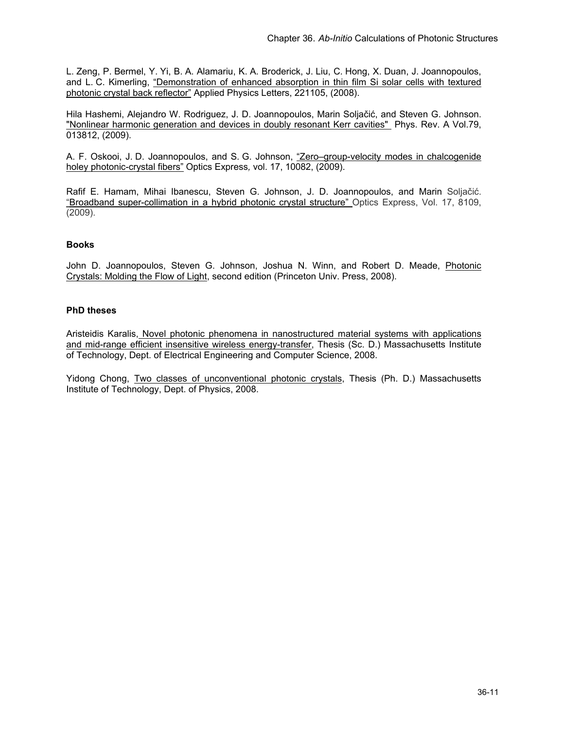L. Zeng, P. Bermel, Y. Yi, B. A. Alamariu, K. A. Broderick, J. Liu, C. Hong, X. Duan, J. Joannopoulos, and L. C. Kimerling, "Demonstration of enhanced absorption in thin film Si solar cells with textured photonic crystal back reflector" Applied Physics Letters, 221105, (2008).

Hila Hashemi, Alejandro W. Rodriguez, J. D. Joannopoulos, Marin Soljačić, and Steven G. Johnson. "Nonlinear harmonic generation and devices in doubly resonant Kerr cavities" Phys. Rev. A Vol.79, 013812, (2009).

A. F. Oskooi, J. D. Joannopoulos, and S. G. Johnson, "Zero–group-velocity modes in chalcogenide holey photonic-crystal fibers" Optics Express, vol. 17, 10082, (2009).

Rafif E. Hamam, Mihai Ibanescu, Steven G. Johnson, J. D. Joannopoulos, and Marin Soljačić. "Broadband super-collimation in a hybrid photonic crystal structure" Optics Express, Vol. 17, 8109, (2009).

**Books**

John D. Joannopoulos, Steven G. Johnson, Joshua N. Winn, and Robert D. Meade, Photonic Crystals: Molding the Flow of Light, second edition (Princeton Univ. Press, 2008).

**PhD theses**

Aristeidis Karalis, Novel photonic phenomena in nanostructured material systems with applications and mid-range efficient insensitive wireless energy-transfer, Thesis (Sc. D.) Massachusetts Institute of Technology, Dept. of Electrical Engineering and Computer Science, 2008.

Yidong Chong, Two classes of unconventional photonic crystals, Thesis (Ph. D.) Massachusetts Institute of Technology, Dept. of Physics, 2008.